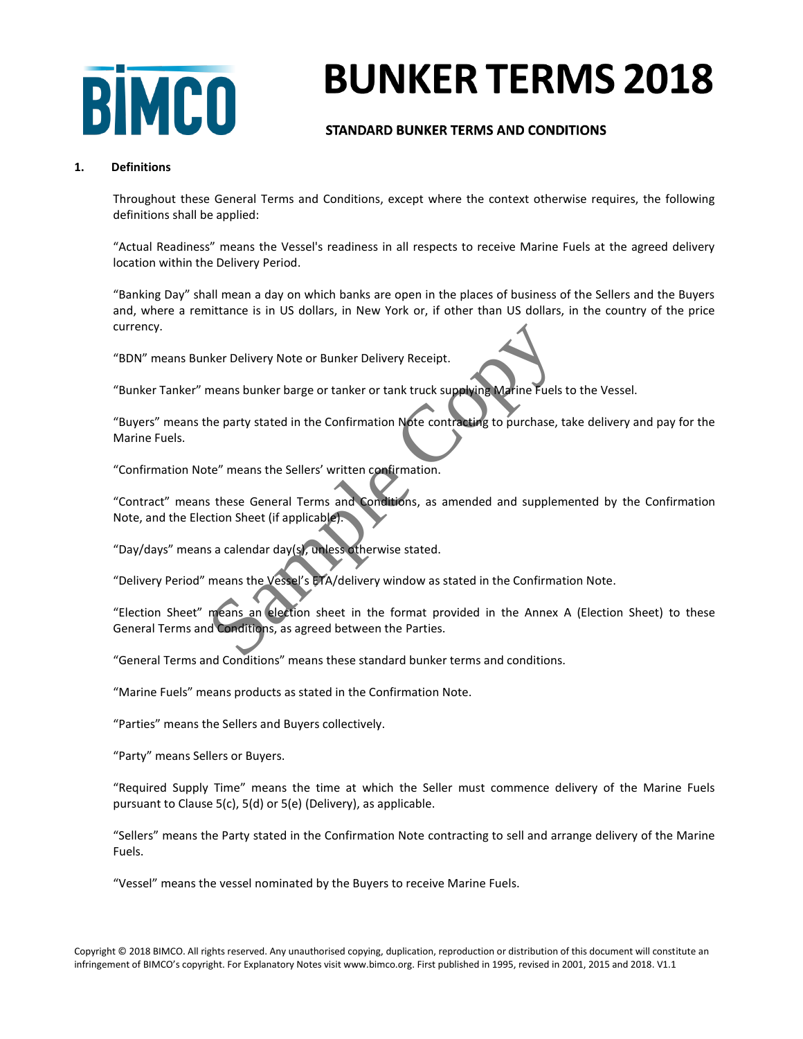# BUNKER TERMS 2018

### STANDARD BUNKER TERMS AND CONDITIONS

**1. Definitions**

Throughout these General Terms and Conditions, except where the context otherwise requires, the following definitions shall be applied:

"Actual Readiness" means the Vessel's readiness in all respects to receive Marine Fuels at the agreed delivery location within the Delivery Period.

"Banking Day" shall mean a day on which banks are open in the places of business of the Sellers and the Buyers and, where a remittance is in US dollars, in New York or, if other than US dollars, in the country of the price currency.

"BDN" means Bunker Delivery Note or Bunker Delivery Receipt.

"Bunker Tanker" means bunker barge or tanker or tank truck supplying Marine Fuels to the Vessel.

"Buyers" means the party stated in the Confirmation Note contracting to purchase, take delivery and pay for the Marine Fuels.

"Confirmation Note" means the Sellers' written confirmation.

"Contract" means these General Terms and Conditions, as amended and supplemented by the Confirmation Note, and the Election Sheet (if applicable).

"Day/days" means a calendar day(s), unless otherwise stated.

"Delivery Period" means the Vessel's ETA/delivery window as stated in the Confirmation Note.

"Election Sheet" means an election sheet in the format provided in the Annex A (Election Sheet) to these General Terms and Conditions, as agreed between the Parties.

"General Terms and Conditions" means these standard bunker terms and conditions.

"Marine Fuels" means products as stated in the Confirmation Note.

"Parties" means the Sellers and Buyers collectively.

"Party" means Sellers or Buyers.

"Required Supply Time" means the time at which the Seller must commence delivery of the Marine Fuels pursuant to Clause 5(c), 5(d) or 5(e) (Delivery), as applicable.

"Sellers" means the Party stated in the Confirmation Note contracting to sell and arrange delivery of the Marine Fuels.

"Vessel" means the vessel nominated by the Buyers to receive Marine Fuels.

Copyright © 2018 BIMCO. All rights reserved. Any unauthorised copying, duplication, reproduction or distribution of this document will constitute an infringement of BIMCO's copyright. For Explanatory Notes visit www.bimco.org. First published in 1995, revised in 2001, 2015 and 2018. V1.1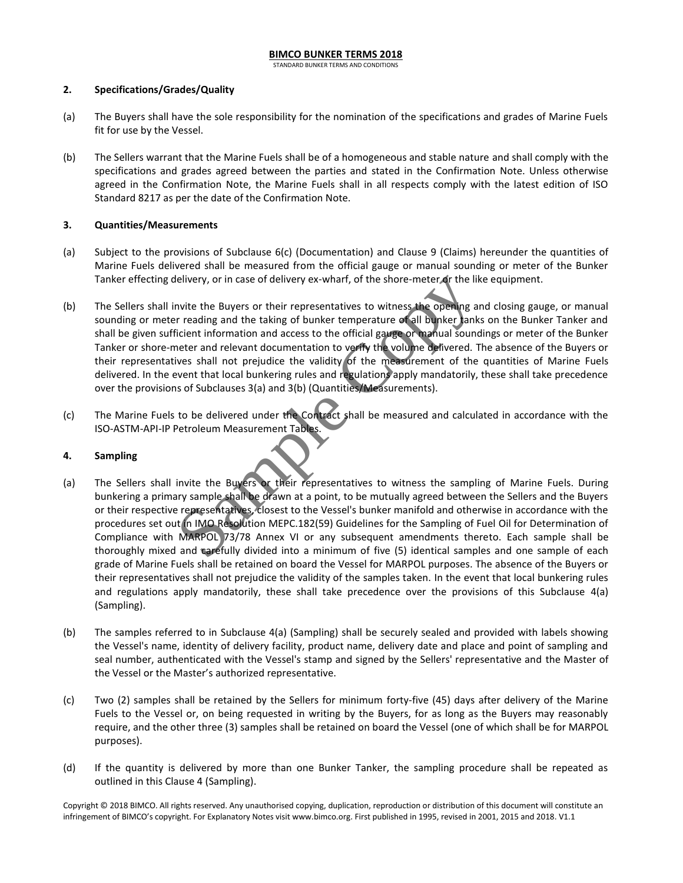## 2. Specifications/Grades/Quality

(a) The Buyers shall have the sole responsibility for the nomination of the specifications and grades of Marine Fuels fit for use by the Vessel.

(b) The Sellers warrant that the Marine Fuels shall be of a homogeneous and stable nature and shall comply with the specifications and grades agreed between the parties and stated in the Confirmation Note. Unless otherwise agreed in the Confirmation Note, the Marine Fuels shall in all respects comply with the latest edition of ISO Standard 8217 as per the date of the Confirmation Note.

## 3. Quantities/Measurements

(a) Subject to the provisions of Subclause 6(c) (Documentation) and Clause 9 (Claims) hereunder the quantities of Marine Fuels delivered shall be measured from the official gauge or manual sounding or meter of the Bunker Tanker effecting delivery, or in case of delivery ex-wharf, of the shore-meter or the like equipment.

(b) The Sellers shall invite the Buyers or their representatives to witness the opening and closing gauge, or manual sounding or meter reading and the taking of bunker temperature of all bunker tanks on the Bunker Tanker and shall be given sufficient information and access to the official gauge or manual soundings or meter of the Bunker Tanker or shore-meter and relevant documentation to verify the volume delivered. The absence of the Buyers or their representatives shall not prejudice the validity of the measurement of the quantities of Marine Fuels delivered. In the event that local bunkering rules and regulations apply mandatorily, these shall take precedence over the provisions of Subclauses 3(a) and 3(b) (Quantities/Measurements).

(c) The Marine Fuels to be delivered under the Contract shall be measured and calculated in accordance with the ISO-ASTM-API-IP Petroleum Measurement Tables.

## 4. Sampling

(a) The Sellers shall invite the Buyers or their representatives to witness the sampling of Marine Fuels. During bunkering a primary sample shall be drawn at a point, to be mutually agreed between the Sellers and the Buyers or their respective representatives, closest to the Vessel's bunker manifold and otherwise in accordance with the procedures set out in IMO Resolution MEPC.182(59) Guidelines for the Sampling of Fuel Oil for Determination of Compliance with MARPOL 73/78 Annex VI or any subsequent amendments thereto. Each sample shall be thoroughly mixed and carefully divided into a minimum of five (5) identical samples and one sample of each grade of Marine Fuels shall be retained on board the Vessel for MARPOL purposes. The absence of the Buyers or their representatives shall not prejudice the validity of the samples taken. In the event that local bunkering rules and regulations apply mandatorily, these shall take precedence over the provisions of this Subclause 4(a) (Sampling).

(b) The samples referred to in Subclause 4(a) (Sampling) shall be securely sealed and provided with labels showing the Vessel's name, identity of delivery facility, product name, delivery date and place and point of sampling and seal number, authenticated with the Vessel's stamp and signed by the Sellers' representative and the Master of the Vessel or the Master's authorized representative.

(c) Two (2) samples shall be retained by the Sellers for minimum forty-five (45) days after delivery of the Marine Fuels to the Vessel or, on being requested in writing by the Buyers, for as long as the Buyers may reasonably require, and the other three (3) samples shall be retained on board the Vessel (one of which shall be for MARPOL purposes).

(d) If the quantity is delivered by more than one Bunker Tanker, the sampling procedure shall be repeated as outlined in this Clause 4 (Sampling).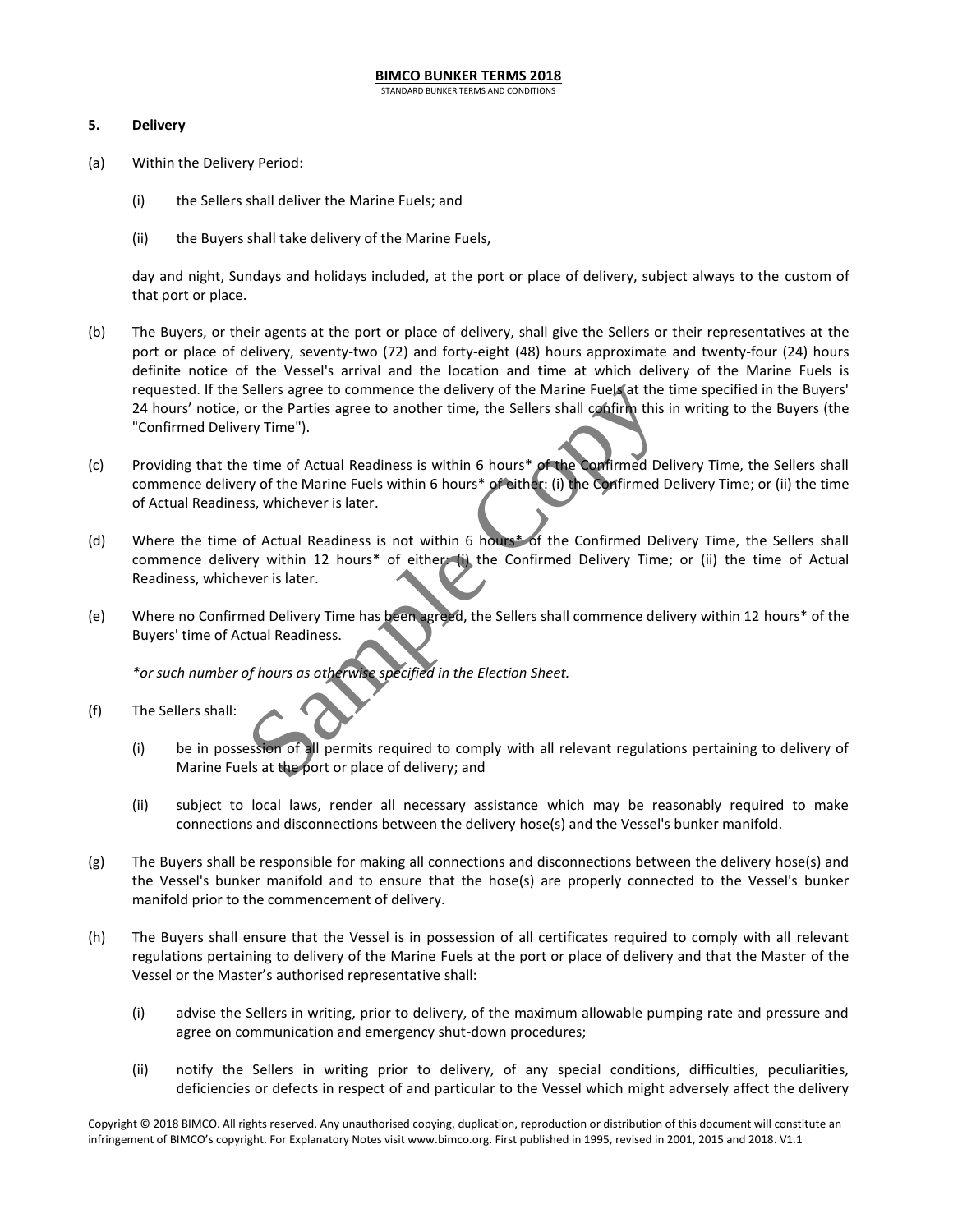## 5. Delivery

(a) Within the Delivery Period:

  (i) the Sellers shall deliver the Marine Fuels; and

  (ii) the Buyers shall take delivery of the Marine Fuels,

day and night, Sundays and holidays included, at the port or place of delivery, subject always to the custom of that port or place.

(b) The Buyers, or their agents at the port or place of delivery, shall give the Sellers or their representatives at the port or place of delivery, seventy-two (72) and forty-eight (48) hours approximate and twenty-four (24) hours definite notice of the Vessel's arrival and the location and time at which delivery of the Marine Fuels is requested. If the Sellers agree to commence the delivery of the Marine Fuels at the time specified in the Buyers' 24 hours' notice, or the Parties agree to another time, the Sellers shall confirm this in writing to the Buyers (the "Confirmed Delivery Time").

(c) Providing that the time of Actual Readiness is within 6 hours* of the Confirmed Delivery Time, the Sellers shall commence delivery of the Marine Fuels within 6 hours* of either: (i) the Confirmed Delivery Time; or (ii) the time of Actual Readiness, whichever is later.

(d) Where the time of Actual Readiness is not within 6 hours* of the Confirmed Delivery Time, the Sellers shall commence delivery within 12 hours* of either: (i) the Confirmed Delivery Time; or (ii) the time of Actual Readiness, whichever is later.

(e) Where no Confirmed Delivery Time has been agreed, the Sellers shall commence delivery within 12 hours* of the Buyers' time of Actual Readiness.

*\*or such number of hours as otherwise specified in the Election Sheet.*

(f) The Sellers shall:

  (i) be in possession of all permits required to comply with all relevant regulations pertaining to delivery of Marine Fuels at the port or place of delivery; and

  (ii) subject to local laws, render all necessary assistance which may be reasonably required to make connections and disconnections between the delivery hose(s) and the Vessel's bunker manifold.

(g) The Buyers shall be responsible for making all connections and disconnections between the delivery hose(s) and the Vessel's bunker manifold and to ensure that the hose(s) are properly connected to the Vessel's bunker manifold prior to the commencement of delivery.

(h) The Buyers shall ensure that the Vessel is in possession of all certificates required to comply with all relevant regulations pertaining to delivery of the Marine Fuels at the port or place of delivery and that the Master of the Vessel or the Master's authorised representative shall:

  (i) advise the Sellers in writing, prior to delivery, of the maximum allowable pumping rate and pressure and agree on communication and emergency shut-down procedures;

  (ii) notify the Sellers in writing prior to delivery, of any special conditions, difficulties, peculiarities, deficiencies or defects in respect of and particular to the Vessel which might adversely affect the delivery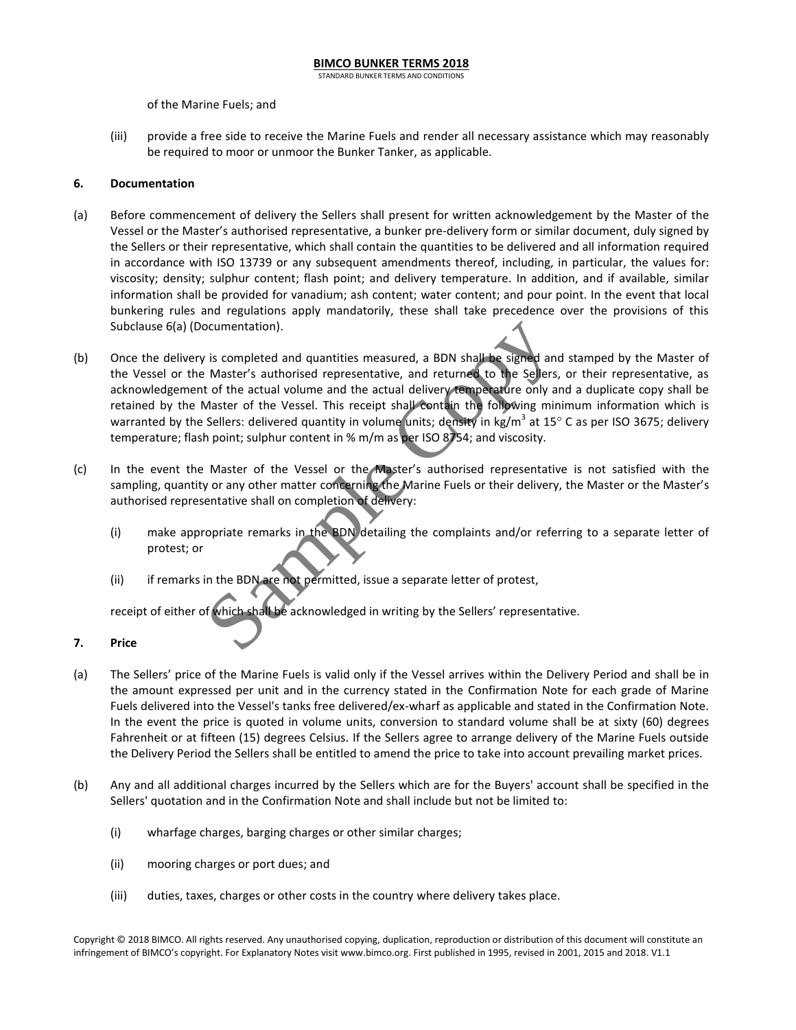of the Marine Fuels; and

(iii) provide a free side to receive the Marine Fuels and render all necessary assistance which may reasonably be required to moor or unmoor the Bunker Tanker, as applicable.

## 6. Documentation

(a) Before commencement of delivery the Sellers shall present for written acknowledgement by the Master of the Vessel or the Master's authorised representative, a bunker pre-delivery form or similar document, duly signed by the Sellers or their representative, which shall contain the quantities to be delivered and all information required in accordance with ISO 13739 or any subsequent amendments thereof, including, in particular, the values for: viscosity; density; sulphur content; flash point; and delivery temperature. In addition, and if available, similar information shall be provided for vanadium; ash content; water content; and pour point. In the event that local bunkering rules and regulations apply mandatorily, these shall take precedence over the provisions of this Subclause 6(a) (Documentation).

(b) Once the delivery is completed and quantities measured, a BDN shall be signed and stamped by the Master of the Vessel or the Master's authorised representative, and returned to the Sellers, or their representative, as acknowledgement of the actual volume and the actual delivery temperature only and a duplicate copy shall be retained by the Master of the Vessel. This receipt shall contain the following minimum information which is warranted by the Sellers: delivered quantity in volume units; density in $kg/m^3$ at 15° C as per ISO 3675; delivery temperature; flash point; sulphur content in % m/m as per ISO 8754; and viscosity.

(c) In the event the Master of the Vessel or the Master's authorised representative is not satisfied with the sampling, quantity or any other matter concerning the Marine Fuels or their delivery, the Master or the Master's authorised representative shall on completion of delivery:

(i) make appropriate remarks in the BDN detailing the complaints and/or referring to a separate letter of protest; or

(ii) if remarks in the BDN are not permitted, issue a separate letter of protest,

receipt of either of which shall be acknowledged in writing by the Sellers' representative.

## 7. Price

(a) The Sellers' price of the Marine Fuels is valid only if the Vessel arrives within the Delivery Period and shall be in the amount expressed per unit and in the currency stated in the Confirmation Note for each grade of Marine Fuels delivered into the Vessel's tanks free delivered/ex-wharf as applicable and stated in the Confirmation Note. In the event the price is quoted in volume units, conversion to standard volume shall be at sixty (60) degrees Fahrenheit or at fifteen (15) degrees Celsius. If the Sellers agree to arrange delivery of the Marine Fuels outside the Delivery Period the Sellers shall be entitled to amend the price to take into account prevailing market prices.

(b) Any and all additional charges incurred by the Sellers which are for the Buyers' account shall be specified in the Sellers' quotation and in the Confirmation Note and shall include but not be limited to:

(i) wharfage charges, barging charges or other similar charges;

(ii) mooring charges or port dues; and

(iii) duties, taxes, charges or other costs in the country where delivery takes place.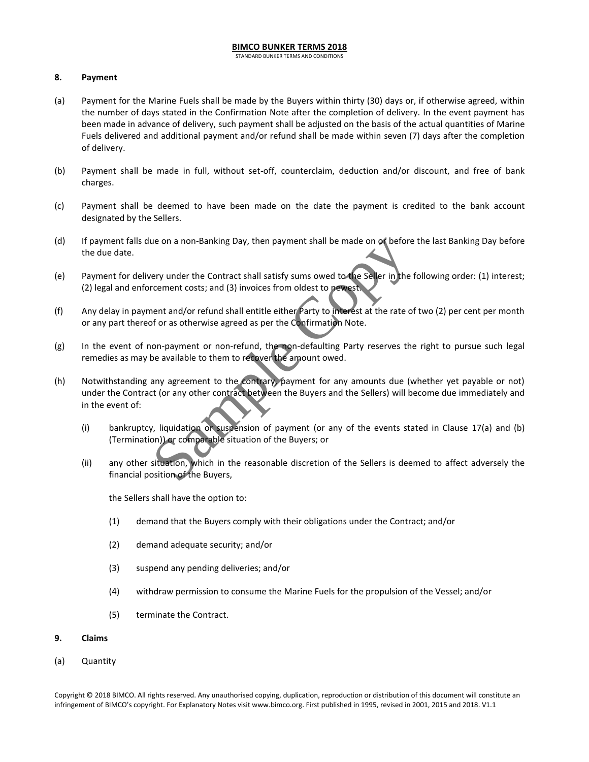## 8. Payment

(a) Payment for the Marine Fuels shall be made by the Buyers within thirty (30) days or, if otherwise agreed, within the number of days stated in the Confirmation Note after the completion of delivery. In the event payment has been made in advance of delivery, such payment shall be adjusted on the basis of the actual quantities of Marine Fuels delivered and additional payment and/or refund shall be made within seven (7) days after the completion of delivery.

(b) Payment shall be made in full, without set-off, counterclaim, deduction and/or discount, and free of bank charges.

(c) Payment shall be deemed to have been made on the date the payment is credited to the bank account designated by the Sellers.

(d) If payment falls due on a non-Banking Day, then payment shall be made on or before the last Banking Day before the due date.

(e) Payment for delivery under the Contract shall satisfy sums owed to the Seller in the following order: (1) interest; (2) legal and enforcement costs; and (3) invoices from oldest to newest.

(f) Any delay in payment and/or refund shall entitle either Party to interest at the rate of two (2) per cent per month or any part thereof or as otherwise agreed as per the Confirmation Note.

(g) In the event of non-payment or non-refund, the non-defaulting Party reserves the right to pursue such legal remedies as may be available to them to recover the amount owed.

(h) Notwithstanding any agreement to the contrary, payment for any amounts due (whether yet payable or not) under the Contract (or any other contract between the Buyers and the Sellers) will become due immediately and in the event of:

   (i) bankruptcy, liquidation or suspension of payment (or any of the events stated in Clause 17(a) and (b) (Termination)) or comparable situation of the Buyers; or

   (ii) any other situation, which in the reasonable discretion of the Sellers is deemed to affect adversely the financial position of the Buyers,

   the Sellers shall have the option to:

   (1) demand that the Buyers comply with their obligations under the Contract; and/or

   (2) demand adequate security; and/or

   (3) suspend any pending deliveries; and/or

   (4) withdraw permission to consume the Marine Fuels for the propulsion of the Vessel; and/or

   (5) terminate the Contract.

## 9. Claims

(a) Quantity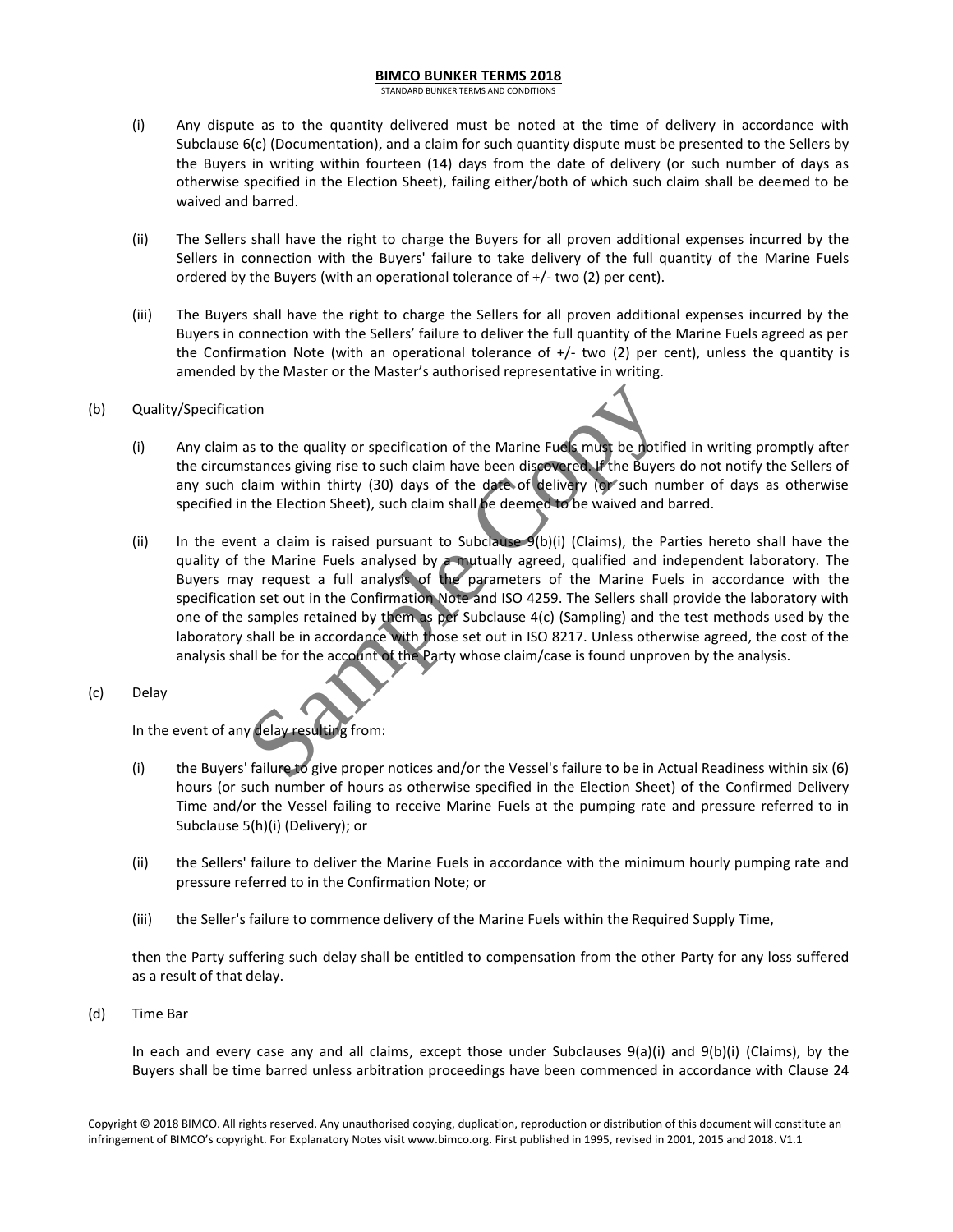(i) Any dispute as to the quantity delivered must be noted at the time of delivery in accordance with Subclause 6(c) (Documentation), and a claim for such quantity dispute must be presented to the Sellers by the Buyers in writing within fourteen (14) days from the date of delivery (or such number of days as otherwise specified in the Election Sheet), failing either/both of which such claim shall be deemed to be waived and barred.

(ii) The Sellers shall have the right to charge the Buyers for all proven additional expenses incurred by the Sellers in connection with the Buyers' failure to take delivery of the full quantity of the Marine Fuels ordered by the Buyers (with an operational tolerance of +/- two (2) per cent).

(iii) The Buyers shall have the right to charge the Sellers for all proven additional expenses incurred by the Buyers in connection with the Sellers' failure to deliver the full quantity of the Marine Fuels agreed as per the Confirmation Note (with an operational tolerance of +/- two (2) per cent), unless the quantity is amended by the Master or the Master's authorised representative in writing.

(b) Quality/Specification

(i) Any claim as to the quality or specification of the Marine Fuels must be notified in writing promptly after the circumstances giving rise to such claim have been discovered. If the Buyers do not notify the Sellers of any such claim within thirty (30) days of the date of delivery (or such number of days as otherwise specified in the Election Sheet), such claim shall be deemed to be waived and barred.

(ii) In the event a claim is raised pursuant to Subclause 9(b)(i) (Claims), the Parties hereto shall have the quality of the Marine Fuels analysed by a mutually agreed, qualified and independent laboratory. The Buyers may request a full analysis of the parameters of the Marine Fuels in accordance with the specification set out in the Confirmation Note and ISO 4259. The Sellers shall provide the laboratory with one of the samples retained by them as per Subclause 4(c) (Sampling) and the test methods used by the laboratory shall be in accordance with those set out in ISO 8217. Unless otherwise agreed, the cost of the analysis shall be for the account of the Party whose claim/case is found unproven by the analysis.

(c) Delay

In the event of any delay resulting from:

(i) the Buyers' failure to give proper notices and/or the Vessel's failure to be in Actual Readiness within six (6) hours (or such number of hours as otherwise specified in the Election Sheet) of the Confirmed Delivery Time and/or the Vessel failing to receive Marine Fuels at the pumping rate and pressure referred to in Subclause 5(h)(i) (Delivery); or

(ii) the Sellers' failure to deliver the Marine Fuels in accordance with the minimum hourly pumping rate and pressure referred to in the Confirmation Note; or

(iii) the Seller's failure to commence delivery of the Marine Fuels within the Required Supply Time,

then the Party suffering such delay shall be entitled to compensation from the other Party for any loss suffered as a result of that delay.

(d) Time Bar

In each and every case any and all claims, except those under Subclauses 9(a)(i) and 9(b)(i) (Claims), by the Buyers shall be time barred unless arbitration proceedings have been commenced in accordance with Clause 24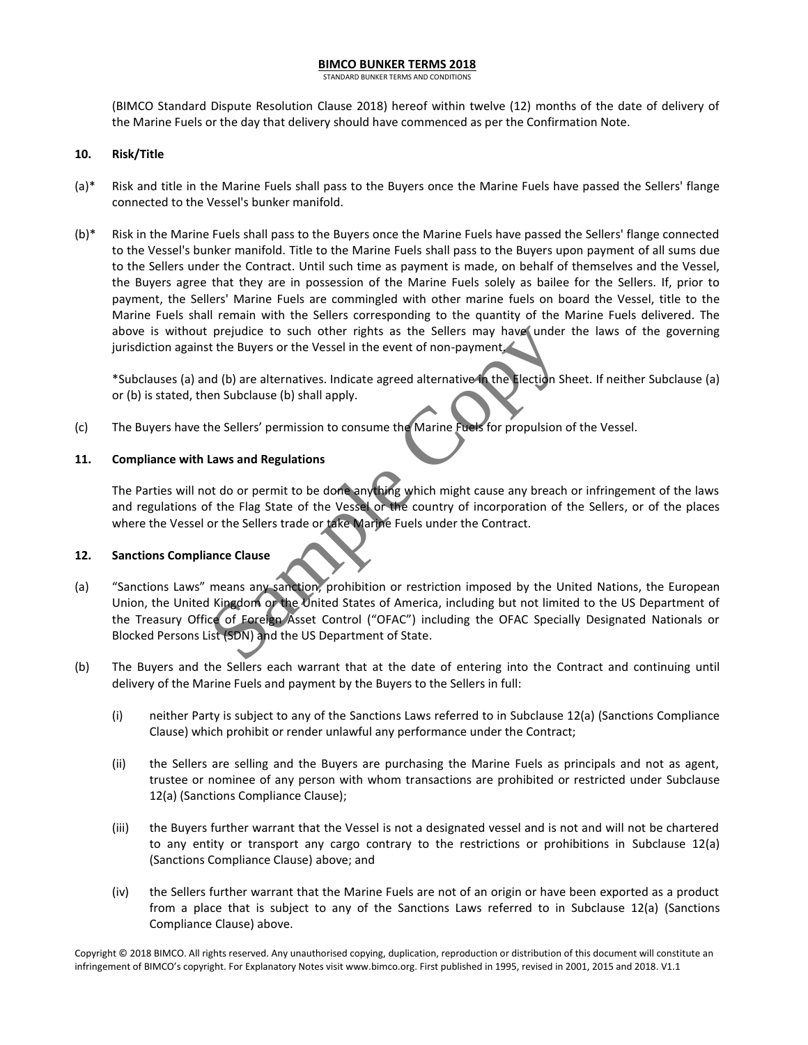(BIMCO Standard Dispute Resolution Clause 2018) hereof within twelve (12) months of the date of delivery of the Marine Fuels or the day that delivery should have commenced as per the Confirmation Note.

**10. Risk/Title**

(a)* Risk and title in the Marine Fuels shall pass to the Buyers once the Marine Fuels have passed the Sellers' flange connected to the Vessel's bunker manifold.

(b)* Risk in the Marine Fuels shall pass to the Buyers once the Marine Fuels have passed the Sellers' flange connected to the Vessel's bunker manifold. Title to the Marine Fuels shall pass to the Buyers upon payment of all sums due to the Sellers under the Contract. Until such time as payment is made, on behalf of themselves and the Vessel, the Buyers agree that they are in possession of the Marine Fuels solely as bailee for the Sellers. If, prior to payment, the Sellers' Marine Fuels are commingled with other marine fuels on board the Vessel, title to the Marine Fuels shall remain with the Sellers corresponding to the quantity of the Marine Fuels delivered. The above is without prejudice to such other rights as the Sellers may have under the laws of the governing jurisdiction against the Buyers or the Vessel in the event of non-payment.

*Subclauses (a) and (b) are alternatives. Indicate agreed alternative in the Election Sheet. If neither Subclause (a) or (b) is stated, then Subclause (b) shall apply.

(c) The Buyers have the Sellers' permission to consume the Marine Fuels for propulsion of the Vessel.

**11. Compliance with Laws and Regulations**

The Parties will not do or permit to be done anything which might cause any breach or infringement of the laws and regulations of the Flag State of the Vessel or the country of incorporation of the Sellers, or of the places where the Vessel or the Sellers trade or take Marine Fuels under the Contract.

**12. Sanctions Compliance Clause**

(a) "Sanctions Laws" means any sanction, prohibition or restriction imposed by the United Nations, the European Union, the United Kingdom or the United States of America, including but not limited to the US Department of the Treasury Office of Foreign Asset Control ("OFAC") including the OFAC Specially Designated Nationals or Blocked Persons List (SDN) and the US Department of State.

(b) The Buyers and the Sellers each warrant that at the date of entering into the Contract and continuing until delivery of the Marine Fuels and payment by the Buyers to the Sellers in full:

(i) neither Party is subject to any of the Sanctions Laws referred to in Subclause 12(a) (Sanctions Compliance Clause) which prohibit or render unlawful any performance under the Contract;

(ii) the Sellers are selling and the Buyers are purchasing the Marine Fuels as principals and not as agent, trustee or nominee of any person with whom transactions are prohibited or restricted under Subclause 12(a) (Sanctions Compliance Clause);

(iii) the Buyers further warrant that the Vessel is not a designated vessel and is not and will not be chartered to any entity or transport any cargo contrary to the restrictions or prohibitions in Subclause 12(a) (Sanctions Compliance Clause) above; and

(iv) the Sellers further warrant that the Marine Fuels are not of an origin or have been exported as a product from a place that is subject to any of the Sanctions Laws referred to in Subclause 12(a) (Sanctions Compliance Clause) above.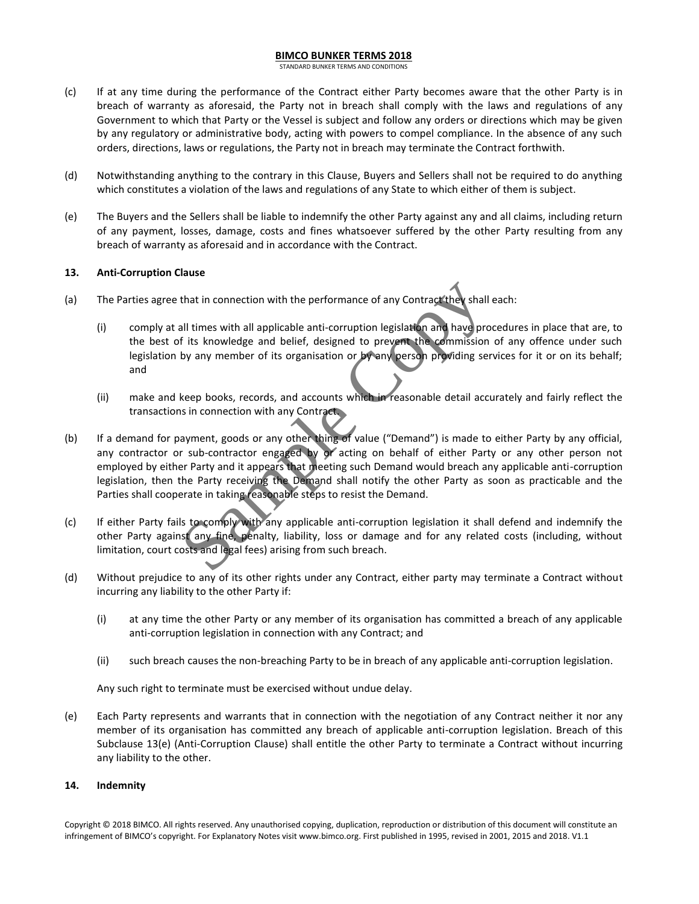(c) If at any time during the performance of the Contract either Party becomes aware that the other Party is in breach of warranty as aforesaid, the Party not in breach shall comply with the laws and regulations of any Government to which that Party or the Vessel is subject and follow any orders or directions which may be given by any regulatory or administrative body, acting with powers to compel compliance. In the absence of any such orders, directions, laws or regulations, the Party not in breach may terminate the Contract forthwith.

(d) Notwithstanding anything to the contrary in this Clause, Buyers and Sellers shall not be required to do anything which constitutes a violation of the laws and regulations of any State to which either of them is subject.

(e) The Buyers and the Sellers shall be liable to indemnify the other Party against any and all claims, including return of any payment, losses, damage, costs and fines whatsoever suffered by the other Party resulting from any breach of warranty as aforesaid and in accordance with the Contract.

**13. Anti-Corruption Clause**

(a) The Parties agree that in connection with the performance of any Contract they shall each:

   (i) comply at all times with all applicable anti-corruption legislation and have procedures in place that are, to the best of its knowledge and belief, designed to prevent the commission of any offence under such legislation by any member of its organisation or by any person providing services for it or on its behalf; and

   (ii) make and keep books, records, and accounts which in reasonable detail accurately and fairly reflect the transactions in connection with any Contract.

(b) If a demand for payment, goods or any other thing of value ("Demand") is made to either Party by any official, any contractor or sub-contractor engaged by or acting on behalf of either Party or any other person not employed by either Party and it appears that meeting such Demand would breach any applicable anti-corruption legislation, then the Party receiving the Demand shall notify the other Party as soon as practicable and the Parties shall cooperate in taking reasonable steps to resist the Demand.

(c) If either Party fails to comply with any applicable anti-corruption legislation it shall defend and indemnify the other Party against any fine, penalty, liability, loss or damage and for any related costs (including, without limitation, court costs and legal fees) arising from such breach.

(d) Without prejudice to any of its other rights under any Contract, either party may terminate a Contract without incurring any liability to the other Party if:

   (i) at any time the other Party or any member of its organisation has committed a breach of any applicable anti-corruption legislation in connection with any Contract; and

   (ii) such breach causes the non-breaching Party to be in breach of any applicable anti-corruption legislation.

   Any such right to terminate must be exercised without undue delay.

(e) Each Party represents and warrants that in connection with the negotiation of any Contract neither it nor any member of its organisation has committed any breach of applicable anti-corruption legislation. Breach of this Subclause 13(e) (Anti-Corruption Clause) shall entitle the other Party to terminate a Contract without incurring any liability to the other.

**14. Indemnity**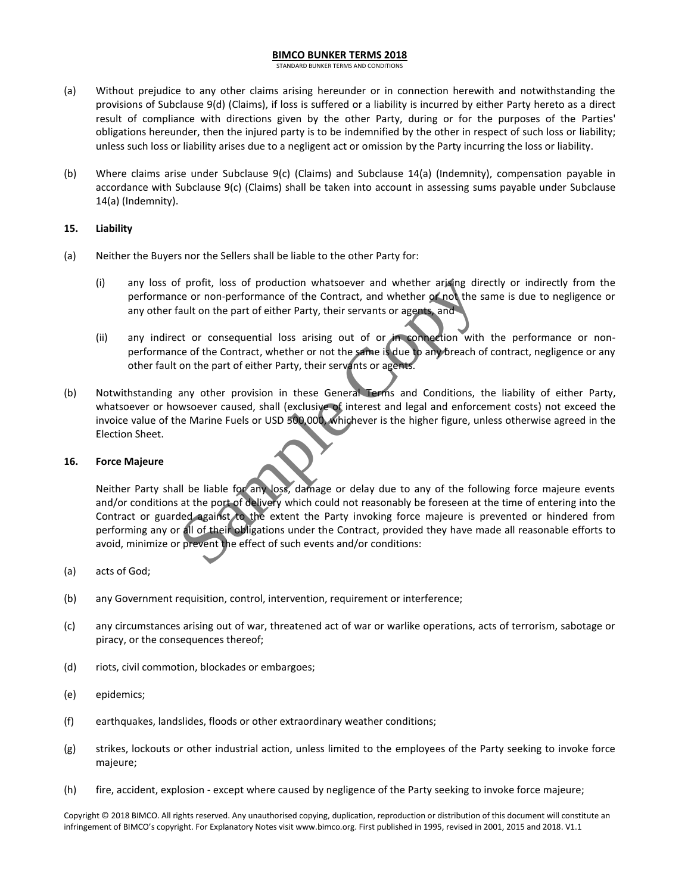(a) Without prejudice to any other claims arising hereunder or in connection herewith and notwithstanding the provisions of Subclause 9(d) (Claims), if loss is suffered or a liability is incurred by either Party hereto as a direct result of compliance with directions given by the other Party, during or for the purposes of the Parties' obligations hereunder, then the injured party is to be indemnified by the other in respect of such loss or liability; unless such loss or liability arises due to a negligent act or omission by the Party incurring the loss or liability.

(b) Where claims arise under Subclause 9(c) (Claims) and Subclause 14(a) (Indemnity), compensation payable in accordance with Subclause 9(c) (Claims) shall be taken into account in assessing sums payable under Subclause 14(a) (Indemnity).

**15. Liability**

(a) Neither the Buyers nor the Sellers shall be liable to the other Party for:

(i) any loss of profit, loss of production whatsoever and whether arising directly or indirectly from the performance or non-performance of the Contract, and whether or not the same is due to negligence or any other fault on the part of either Party, their servants or agents, and

(ii) any indirect or consequential loss arising out of or in connection with the performance or non-performance of the Contract, whether or not the same is due to any breach of contract, negligence or any other fault on the part of either Party, their servants or agents.

(b) Notwithstanding any other provision in these General Terms and Conditions, the liability of either Party, whatsoever or howsoever caused, shall (exclusive of interest and legal and enforcement costs) not exceed the invoice value of the Marine Fuels or USD 500,000, whichever is the higher figure, unless otherwise agreed in the Election Sheet.

**16. Force Majeure**

Neither Party shall be liable for any loss, damage or delay due to any of the following force majeure events and/or conditions at the port of delivery which could not reasonably be foreseen at the time of entering into the Contract or guarded against to the extent the Party invoking force majeure is prevented or hindered from performing any or all of their obligations under the Contract, provided they have made all reasonable efforts to avoid, minimize or prevent the effect of such events and/or conditions:

(a) acts of God;

(b) any Government requisition, control, intervention, requirement or interference;

(c) any circumstances arising out of war, threatened act of war or warlike operations, acts of terrorism, sabotage or piracy, or the consequences thereof;

(d) riots, civil commotion, blockades or embargoes;

(e) epidemics;

(f) earthquakes, landslides, floods or other extraordinary weather conditions;

(g) strikes, lockouts or other industrial action, unless limited to the employees of the Party seeking to invoke force majeure;

(h) fire, accident, explosion - except where caused by negligence of the Party seeking to invoke force majeure;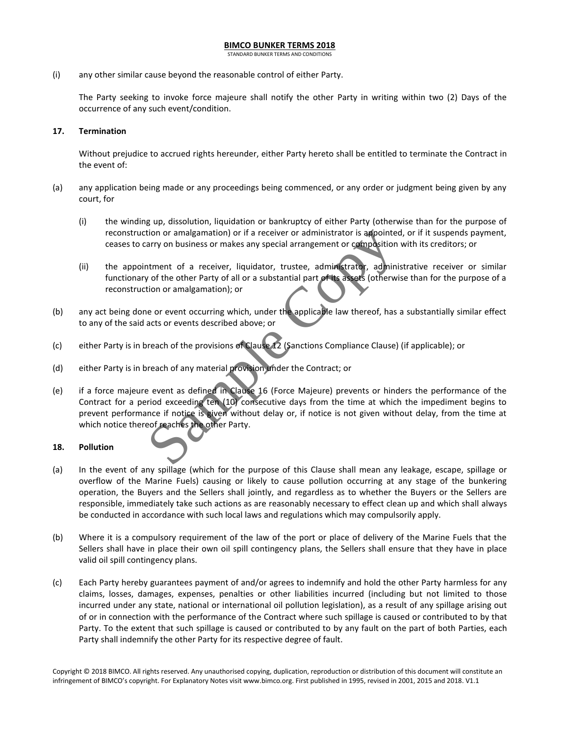(i) any other similar cause beyond the reasonable control of either Party.

The Party seeking to invoke force majeure shall notify the other Party in writing within two (2) Days of the occurrence of any such event/condition.

## 17. Termination

Without prejudice to accrued rights hereunder, either Party hereto shall be entitled to terminate the Contract in the event of:

(a) any application being made or any proceedings being commenced, or any order or judgment being given by any court, for

(i) the winding up, dissolution, liquidation or bankruptcy of either Party (otherwise than for the purpose of reconstruction or amalgamation) or if a receiver or administrator is appointed, or if it suspends payment, ceases to carry on business or makes any special arrangement or composition with its creditors; or

(ii) the appointment of a receiver, liquidator, trustee, administrator, administrative receiver or similar functionary of the other Party of all or a substantial part of its assets (otherwise than for the purpose of a reconstruction or amalgamation); or

(b) any act being done or event occurring which, under the applicable law thereof, has a substantially similar effect to any of the said acts or events described above; or

(c) either Party is in breach of the provisions of Clause 12 (Sanctions Compliance Clause) (if applicable); or

(d) either Party is in breach of any material provision under the Contract; or

(e) if a force majeure event as defined in Clause 16 (Force Majeure) prevents or hinders the performance of the Contract for a period exceeding ten (10) consecutive days from the time at which the impediment begins to prevent performance if notice is given without delay or, if notice is not given without delay, from the time at which notice thereof reaches the other Party.

## 18. Pollution

(a) In the event of any spillage (which for the purpose of this Clause shall mean any leakage, escape, spillage or overflow of the Marine Fuels) causing or likely to cause pollution occurring at any stage of the bunkering operation, the Buyers and the Sellers shall jointly, and regardless as to whether the Buyers or the Sellers are responsible, immediately take such actions as are reasonably necessary to effect clean up and which shall always be conducted in accordance with such local laws and regulations which may compulsorily apply.

(b) Where it is a compulsory requirement of the law of the port or place of delivery of the Marine Fuels that the Sellers shall have in place their own oil spill contingency plans, the Sellers shall ensure that they have in place valid oil spill contingency plans.

(c) Each Party hereby guarantees payment of and/or agrees to indemnify and hold the other Party harmless for any claims, losses, damages, expenses, penalties or other liabilities incurred (including but not limited to those incurred under any state, national or international oil pollution legislation), as a result of any spillage arising out of or in connection with the performance of the Contract where such spillage is caused or contributed to by that Party. To the extent that such spillage is caused or contributed to by any fault on the part of both Parties, each Party shall indemnify the other Party for its respective degree of fault.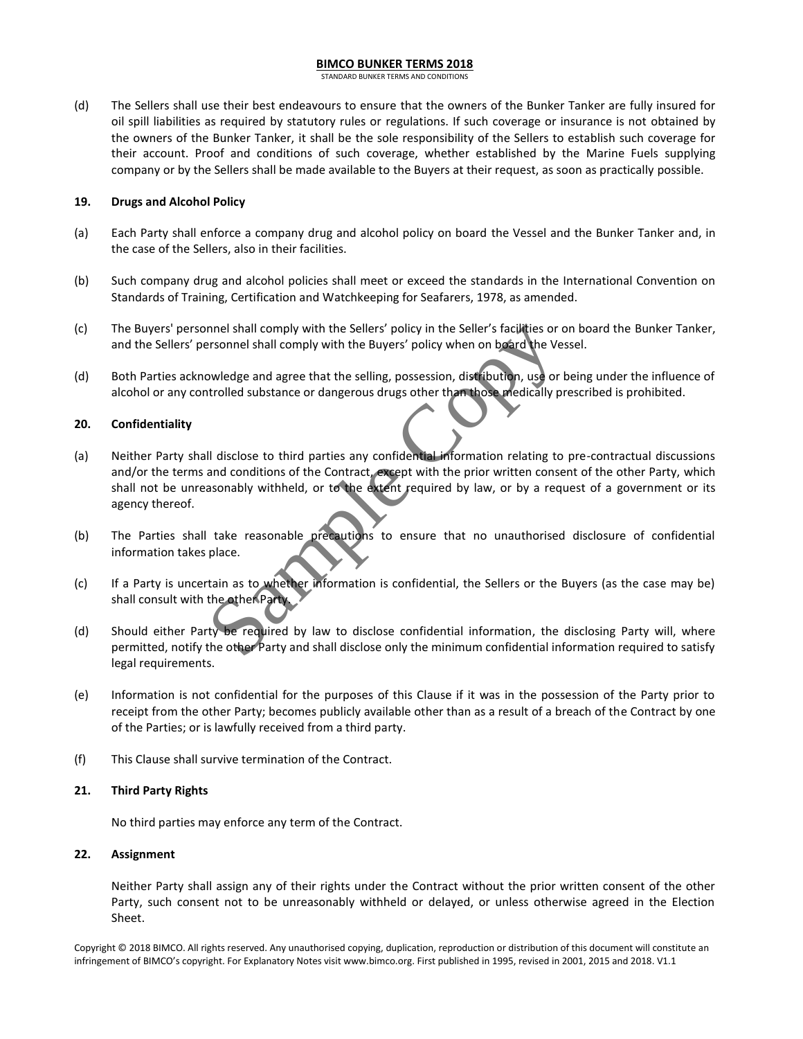(d) The Sellers shall use their best endeavours to ensure that the owners of the Bunker Tanker are fully insured for oil spill liabilities as required by statutory rules or regulations. If such coverage or insurance is not obtained by the owners of the Bunker Tanker, it shall be the sole responsibility of the Sellers to establish such coverage for their account. Proof and conditions of such coverage, whether established by the Marine Fuels supplying company or by the Sellers shall be made available to the Buyers at their request, as soon as practically possible.

**19. Drugs and Alcohol Policy**

(a) Each Party shall enforce a company drug and alcohol policy on board the Vessel and the Bunker Tanker and, in the case of the Sellers, also in their facilities.

(b) Such company drug and alcohol policies shall meet or exceed the standards in the International Convention on Standards of Training, Certification and Watchkeeping for Seafarers, 1978, as amended.

(c) The Buyers' personnel shall comply with the Sellers' policy in the Seller's facilities or on board the Bunker Tanker, and the Sellers' personnel shall comply with the Buyers' policy when on board the Vessel.

(d) Both Parties acknowledge and agree that the selling, possession, distribution, use or being under the influence of alcohol or any controlled substance or dangerous drugs other than those medically prescribed is prohibited.

**20. Confidentiality**

(a) Neither Party shall disclose to third parties any confidential information relating to pre-contractual discussions and/or the terms and conditions of the Contract, except with the prior written consent of the other Party, which shall not be unreasonably withheld, or to the extent required by law, or by a request of a government or its agency thereof.

(b) The Parties shall take reasonable precautions to ensure that no unauthorised disclosure of confidential information takes place.

(c) If a Party is uncertain as to whether information is confidential, the Sellers or the Buyers (as the case may be) shall consult with the other Party.

(d) Should either Party be required by law to disclose confidential information, the disclosing Party will, where permitted, notify the other Party and shall disclose only the minimum confidential information required to satisfy legal requirements.

(e) Information is not confidential for the purposes of this Clause if it was in the possession of the Party prior to receipt from the other Party; becomes publicly available other than as a result of a breach of the Contract by one of the Parties; or is lawfully received from a third party.

(f) This Clause shall survive termination of the Contract.

**21. Third Party Rights**

No third parties may enforce any term of the Contract.

**22. Assignment**

Neither Party shall assign any of their rights under the Contract without the prior written consent of the other Party, such consent not to be unreasonably withheld or delayed, or unless otherwise agreed in the Election Sheet.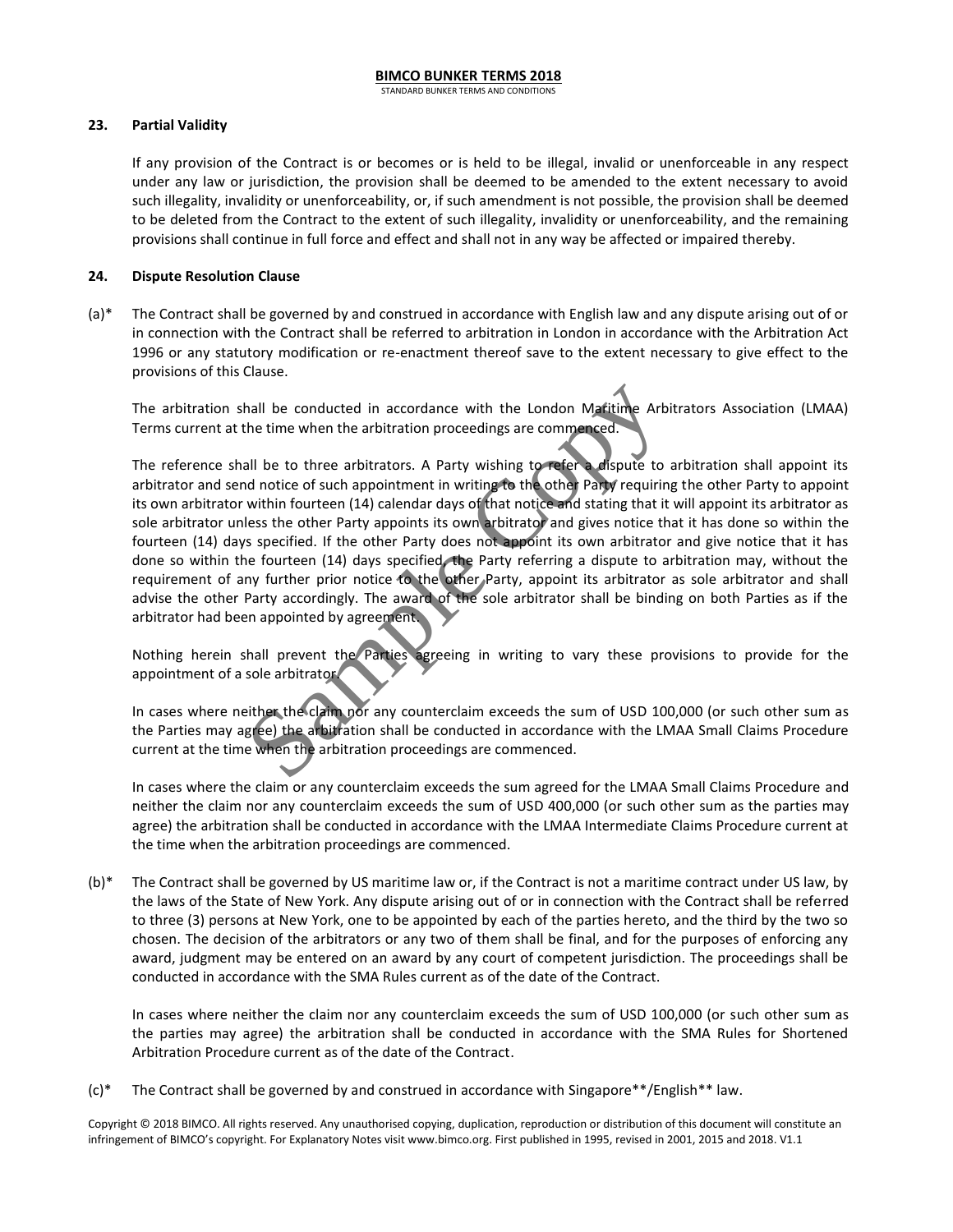**23. Partial Validity**

If any provision of the Contract is or becomes or is held to be illegal, invalid or unenforceable in any respect under any law or jurisdiction, the provision shall be deemed to be amended to the extent necessary to avoid such illegality, invalidity or unenforceability, or, if such amendment is not possible, the provision shall be deemed to be deleted from the Contract to the extent of such illegality, invalidity or unenforceability, and the remaining provisions shall continue in full force and effect and shall not in any way be affected or impaired thereby.

**24. Dispute Resolution Clause**

(a)* The Contract shall be governed by and construed in accordance with English law and any dispute arising out of or in connection with the Contract shall be referred to arbitration in London in accordance with the Arbitration Act 1996 or any statutory modification or re-enactment thereof save to the extent necessary to give effect to the provisions of this Clause.

The arbitration shall be conducted in accordance with the London Maritime Arbitrators Association (LMAA) Terms current at the time when the arbitration proceedings are commenced.

The reference shall be to three arbitrators. A Party wishing to refer a dispute to arbitration shall appoint its arbitrator and send notice of such appointment in writing to the other Party requiring the other Party to appoint its own arbitrator within fourteen (14) calendar days of that notice and stating that it will appoint its arbitrator as sole arbitrator unless the other Party appoints its own arbitrator and gives notice that it has done so within the fourteen (14) days specified. If the other Party does not appoint its own arbitrator and give notice that it has done so within the fourteen (14) days specified, the Party referring a dispute to arbitration may, without the requirement of any further prior notice to the other Party, appoint its arbitrator as sole arbitrator and shall advise the other Party accordingly. The award of the sole arbitrator shall be binding on both Parties as if the arbitrator had been appointed by agreement.

Nothing herein shall prevent the Parties agreeing in writing to vary these provisions to provide for the appointment of a sole arbitrator.

In cases where neither the claim nor any counterclaim exceeds the sum of USD 100,000 (or such other sum as the Parties may agree) the arbitration shall be conducted in accordance with the LMAA Small Claims Procedure current at the time when the arbitration proceedings are commenced.

In cases where the claim or any counterclaim exceeds the sum agreed for the LMAA Small Claims Procedure and neither the claim nor any counterclaim exceeds the sum of USD 400,000 (or such other sum as the parties may agree) the arbitration shall be conducted in accordance with the LMAA Intermediate Claims Procedure current at the time when the arbitration proceedings are commenced.

(b)* The Contract shall be governed by US maritime law or, if the Contract is not a maritime contract under US law, by the laws of the State of New York. Any dispute arising out of or in connection with the Contract shall be referred to three (3) persons at New York, one to be appointed by each of the parties hereto, and the third by the two so chosen. The decision of the arbitrators or any two of them shall be final, and for the purposes of enforcing any award, judgment may be entered on an award by any court of competent jurisdiction. The proceedings shall be conducted in accordance with the SMA Rules current as of the date of the Contract.

In cases where neither the claim nor any counterclaim exceeds the sum of USD 100,000 (or such other sum as the parties may agree) the arbitration shall be conducted in accordance with the SMA Rules for Shortened Arbitration Procedure current as of the date of the Contract.

(c)* The Contract shall be governed by and construed in accordance with Singapore**/English** law.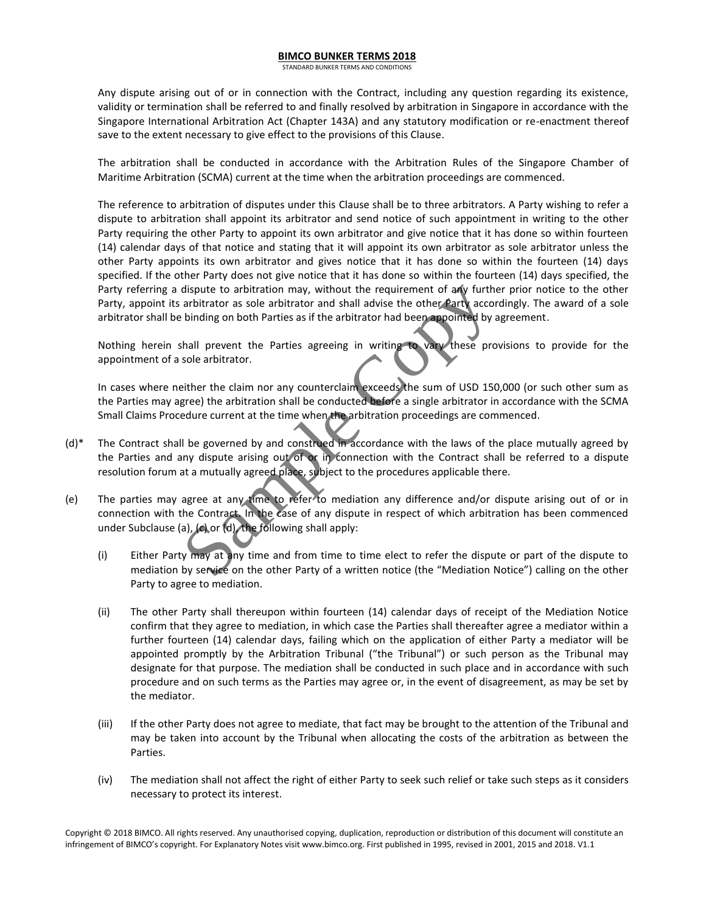Any dispute arising out of or in connection with the Contract, including any question regarding its existence, validity or termination shall be referred to and finally resolved by arbitration in Singapore in accordance with the Singapore International Arbitration Act (Chapter 143A) and any statutory modification or re-enactment thereof save to the extent necessary to give effect to the provisions of this Clause.

The arbitration shall be conducted in accordance with the Arbitration Rules of the Singapore Chamber of Maritime Arbitration (SCMA) current at the time when the arbitration proceedings are commenced.

The reference to arbitration of disputes under this Clause shall be to three arbitrators. A Party wishing to refer a dispute to arbitration shall appoint its arbitrator and send notice of such appointment in writing to the other Party requiring the other Party to appoint its own arbitrator and give notice that it has done so within fourteen (14) calendar days of that notice and stating that it will appoint its own arbitrator as sole arbitrator unless the other Party appoints its own arbitrator and gives notice that it has done so within the fourteen (14) days specified. If the other Party does not give notice that it has done so within the fourteen (14) days specified, the Party referring a dispute to arbitration may, without the requirement of any further prior notice to the other Party, appoint its arbitrator as sole arbitrator and shall advise the other Party accordingly. The award of a sole arbitrator shall be binding on both Parties as if the arbitrator had been appointed by agreement.

Nothing herein shall prevent the Parties agreeing in writing to vary these provisions to provide for the appointment of a sole arbitrator.

In cases where neither the claim nor any counterclaim exceeds the sum of USD 150,000 (or such other sum as the Parties may agree) the arbitration shall be conducted before a single arbitrator in accordance with the SCMA Small Claims Procedure current at the time when the arbitration proceedings are commenced.

(d)* The Contract shall be governed by and construed in accordance with the laws of the place mutually agreed by the Parties and any dispute arising out of or in connection with the Contract shall be referred to a dispute resolution forum at a mutually agreed place, subject to the procedures applicable there.

(e) The parties may agree at any time to refer to mediation any difference and/or dispute arising out of or in connection with the Contract. In the case of any dispute in respect of which arbitration has been commenced under Subclause (a), (c) or (d), the following shall apply:

(i) Either Party may at any time and from time to time elect to refer the dispute or part of the dispute to mediation by service on the other Party of a written notice (the "Mediation Notice") calling on the other Party to agree to mediation.

(ii) The other Party shall thereupon within fourteen (14) calendar days of receipt of the Mediation Notice confirm that they agree to mediation, in which case the Parties shall thereafter agree a mediator within a further fourteen (14) calendar days, failing which on the application of either Party a mediator will be appointed promptly by the Arbitration Tribunal ("the Tribunal") or such person as the Tribunal may designate for that purpose. The mediation shall be conducted in such place and in accordance with such procedure and on such terms as the Parties may agree or, in the event of disagreement, as may be set by the mediator.

(iii) If the other Party does not agree to mediate, that fact may be brought to the attention of the Tribunal and may be taken into account by the Tribunal when allocating the costs of the arbitration as between the Parties.

(iv) The mediation shall not affect the right of either Party to seek such relief or take such steps as it considers necessary to protect its interest.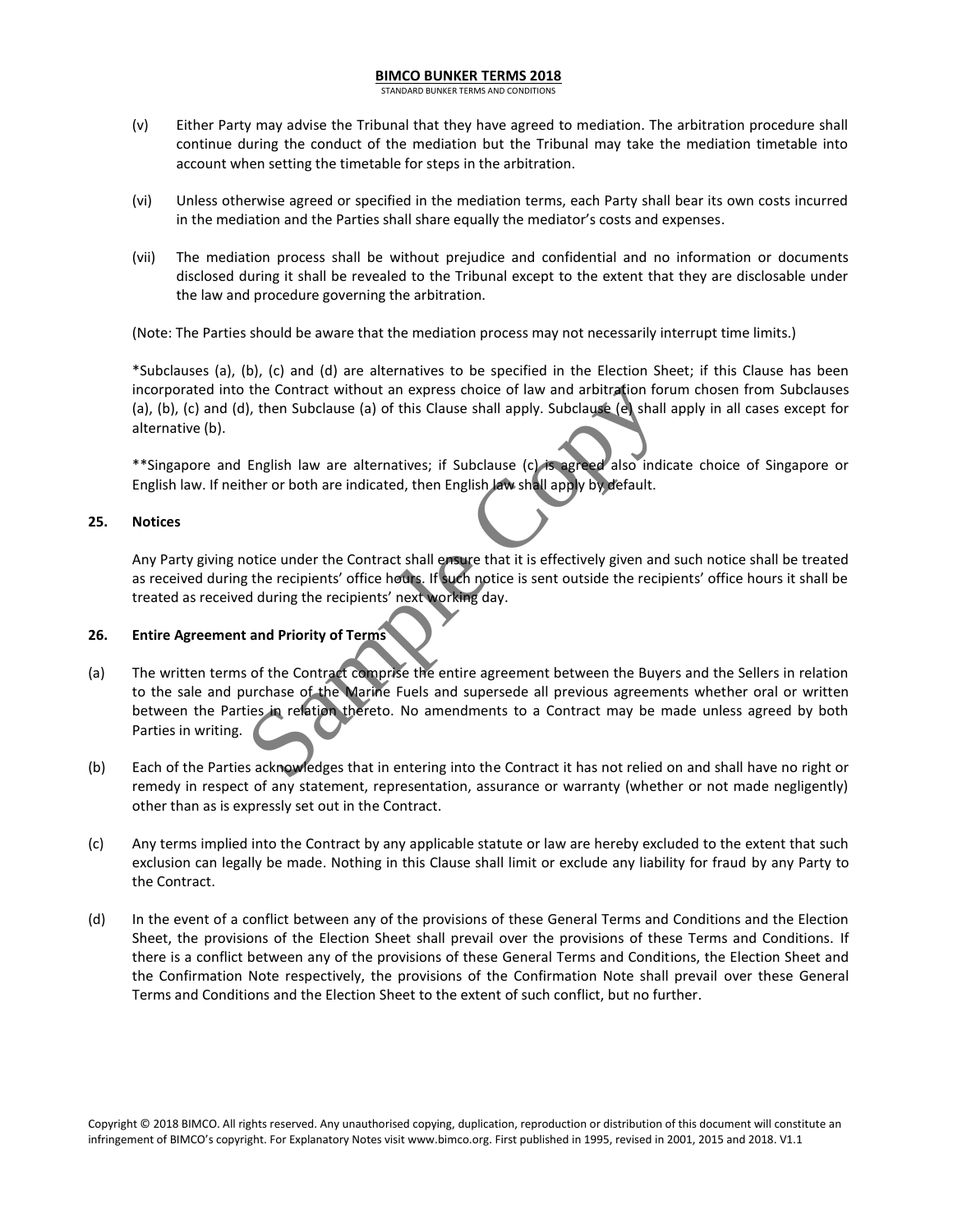(v) Either Party may advise the Tribunal that they have agreed to mediation. The arbitration procedure shall continue during the conduct of the mediation but the Tribunal may take the mediation timetable into account when setting the timetable for steps in the arbitration.

(vi) Unless otherwise agreed or specified in the mediation terms, each Party shall bear its own costs incurred in the mediation and the Parties shall share equally the mediator's costs and expenses.

(vii) The mediation process shall be without prejudice and confidential and no information or documents disclosed during it shall be revealed to the Tribunal except to the extent that they are disclosable under the law and procedure governing the arbitration.

(Note: The Parties should be aware that the mediation process may not necessarily interrupt time limits.)

*Subclauses (a), (b), (c) and (d) are alternatives to be specified in the Election Sheet; if this Clause has been incorporated into the Contract without an express choice of law and arbitration forum chosen from Subclauses (a), (b), (c) and (d), then Subclause (a) of this Clause shall apply. Subclause (e) shall apply in all cases except for alternative (b).

**Singapore and English law are alternatives; if Subclause (c) is agreed also indicate choice of Singapore or English law. If neither or both are indicated, then English law shall apply by default.

## 25. Notices

Any Party giving notice under the Contract shall ensure that it is effectively given and such notice shall be treated as received during the recipients' office hours. If such notice is sent outside the recipients' office hours it shall be treated as received during the recipients' next working day.

## 26. Entire Agreement and Priority of Terms

(a) The written terms of the Contract comprise the entire agreement between the Buyers and the Sellers in relation to the sale and purchase of the Marine Fuels and supersede all previous agreements whether oral or written between the Parties in relation thereto. No amendments to a Contract may be made unless agreed by both Parties in writing.

(b) Each of the Parties acknowledges that in entering into the Contract it has not relied on and shall have no right or remedy in respect of any statement, representation, assurance or warranty (whether or not made negligently) other than as is expressly set out in the Contract.

(c) Any terms implied into the Contract by any applicable statute or law are hereby excluded to the extent that such exclusion can legally be made. Nothing in this Clause shall limit or exclude any liability for fraud by any Party to the Contract.

(d) In the event of a conflict between any of the provisions of these General Terms and Conditions and the Election Sheet, the provisions of the Election Sheet shall prevail over the provisions of these Terms and Conditions. If there is a conflict between any of the provisions of these General Terms and Conditions, the Election Sheet and the Confirmation Note respectively, the provisions of the Confirmation Note shall prevail over these General Terms and Conditions and the Election Sheet to the extent of such conflict, but no further.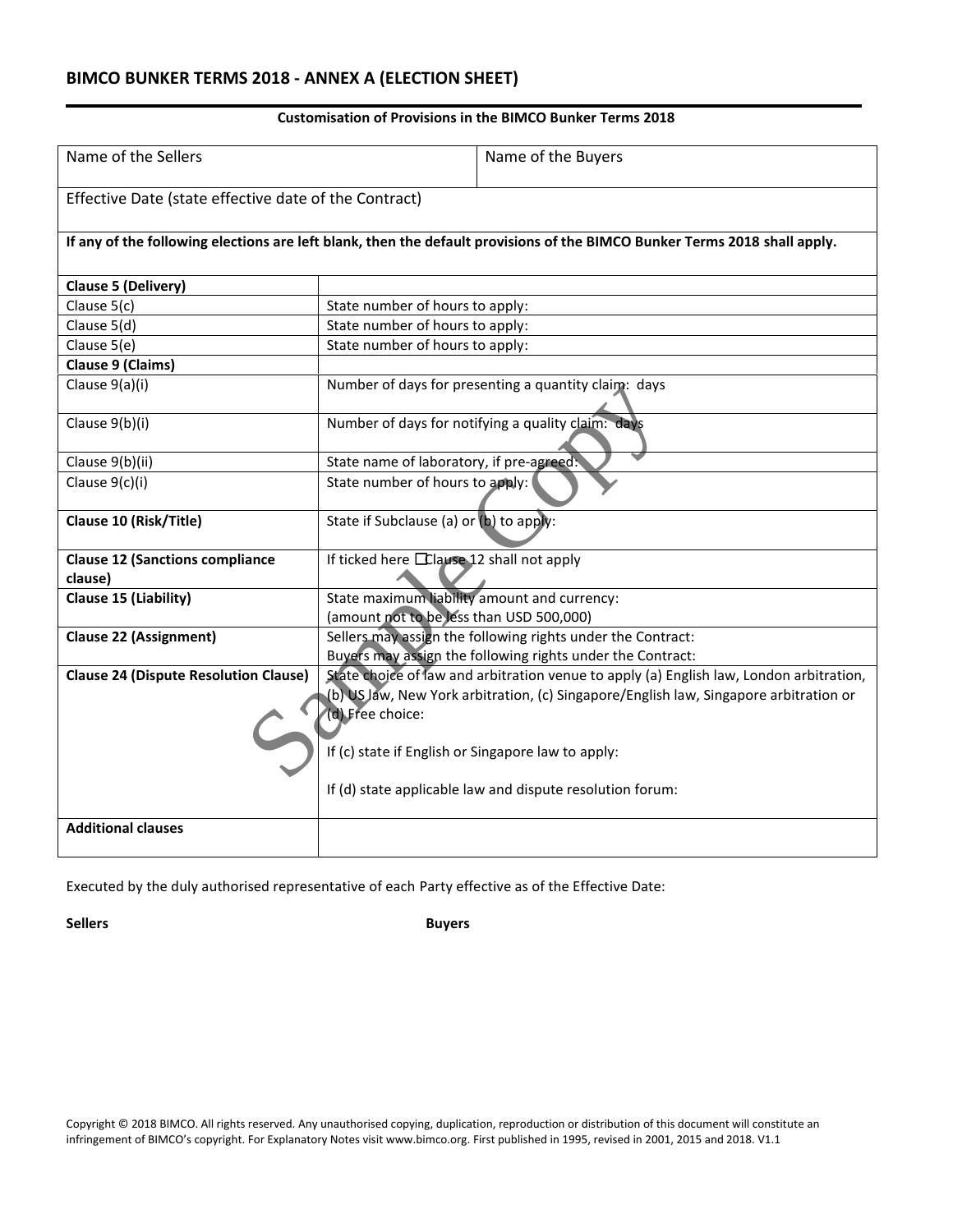## BIMCO BUNKER TERMS 2018 - ANNEX A (ELECTION SHEET)

**Customisation of Provisions in the BIMCO Bunker Terms 2018**

| Name of the Sellers | Name of the Buyers |
|---|---|
| Effective Date (state effective date of the Contract) | |
| **If any of the following elections are left blank, then the default provisions of the BIMCO Bunker Terms 2018 shall apply.** | |
| **Clause 5 (Delivery)** | |
| Clause 5(c) | State number of hours to apply: |
| Clause 5(d) | State number of hours to apply: |
| Clause 5(e) | State number of hours to apply: |
| **Clause 9 (Claims)** | |
| Clause 9(a)(i) | Number of days for presenting a quantity claim: days |
| Clause 9(b)(i) | Number of days for notifying a quality claim: days |
| Clause 9(b)(ii) | State name of laboratory, if pre-agreed: |
| Clause 9(c)(i) | State number of hours to apply: |
| **Clause 10 (Risk/Title)** | State if Subclause (a) or (b) to apply: |
| **Clause 12 (Sanctions compliance clause)** | If ticked here ☐ Clause 12 shall not apply |
| **Clause 15 (Liability)** | State maximum liability amount and currency: (amount not to be less than USD 500,000) |
| **Clause 22 (Assignment)** | Sellers may assign the following rights under the Contract: Buyers may assign the following rights under the Contract: |
| **Clause 24 (Dispute Resolution Clause)** | State choice of law and arbitration venue to apply (a) English law, London arbitration, (b) US law, New York arbitration, (c) Singapore/English law, Singapore arbitration or (d) Free choice: If (c) state if English or Singapore law to apply: If (d) state applicable law and dispute resolution forum: |
| **Additional clauses** | |

Executed by the duly authorised representative of each Party effective as of the Effective Date:

**Sellers** **Buyers**

Copyright © 2018 BIMCO. All rights reserved. Any unauthorised copying, duplication, reproduction or distribution of this document will constitute an infringement of BIMCO's copyright. For Explanatory Notes visit www.bimco.org. First published in 1995, revised in 2001, 2015 and 2018. V1.1